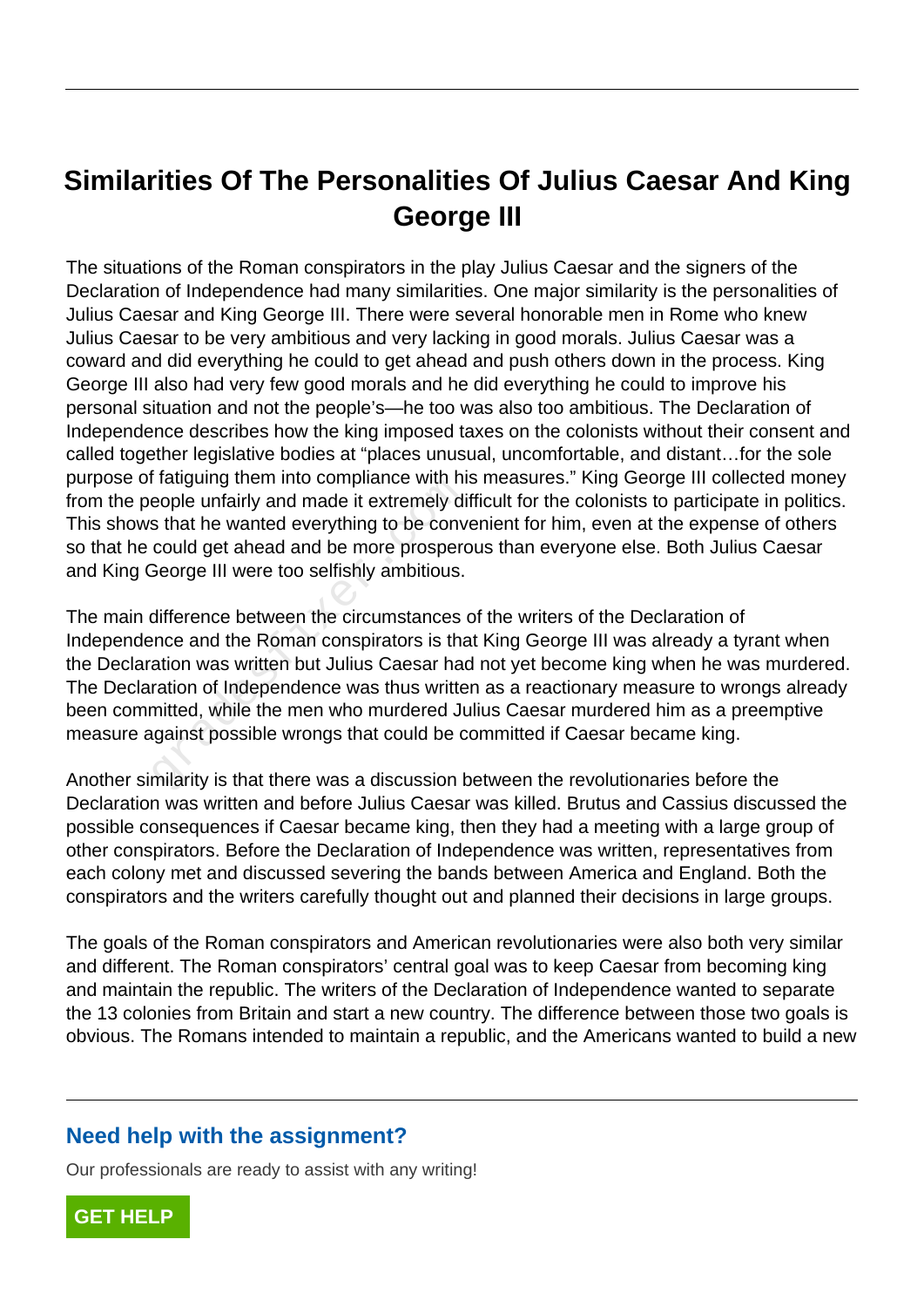# Similarities Of The Personalities Of Julius Caesar And King George III

The situations of the Roman conspirators in the play Julius Caesar and the signers of the Declaration of Independence had many similarities. One major similarity is the personalities of Julius Caesar and King George III. There were several honorable men in Rome who knew Julius Caesar to be very ambitious and very lacking in good morals. Julius Caesar was a coward and did everything he could to get ahead and push others down in the process. King George III also had very few good morals and he did everything he could to improve his personal situation and not the people's—he too was also too ambitious. The Declaration of Independence describes how the king imposed taxes on the colonists without their consent and called together legislative bodies at "places unusual, uncomfortable, and distant…for the sole purpose of fatiguing them into compliance with his measures." King George III collected money from the people unfairly and made it extremely difficult for the colonists to participate in politics. This shows that he wanted everything to be convenient for him, even at the expense of others so that he could get ahead and be more prosperous than everyone else. Both Julius Caesar and King George III were too selfishly ambitious.

The main difference between the circumstances of the writers of the Declaration of Independence and the Roman conspirators is that King George III was already a tyrant when the Declaration was written but Julius Caesar had not yet become king when he was murdered. The Declaration of Independence was thus written as a reactionary measure to wrongs already been committed, while the men who murdered Julius Caesar murdered him as a preemptive measure against possible wrongs that could be committed if Caesar became king.

Another similarity is that there was a discussion between the revolutionaries before the Declaration was written and before Julius Caesar was killed. Brutus and Cassius discussed the possible consequences if Caesar became king, then they had a meeting with a large group of other conspirators. Before the Declaration of Independence was written, representatives from each colony met and discussed severing the bands between America and England. Both the conspirators and the writers carefully thought out and planned their decisions in large groups.

The goals of the Roman conspirators and American revolutionaries were also both very similar and different. The Roman conspirators' central goal was to keep Caesar from becoming king and maintain the republic. The writers of the Declaration of Independence wanted to separate the 13 colonies from Britain and start a new country. The difference between those two goals is obvious. The Romans intended to maintain a republic, and the Americans wanted to build a new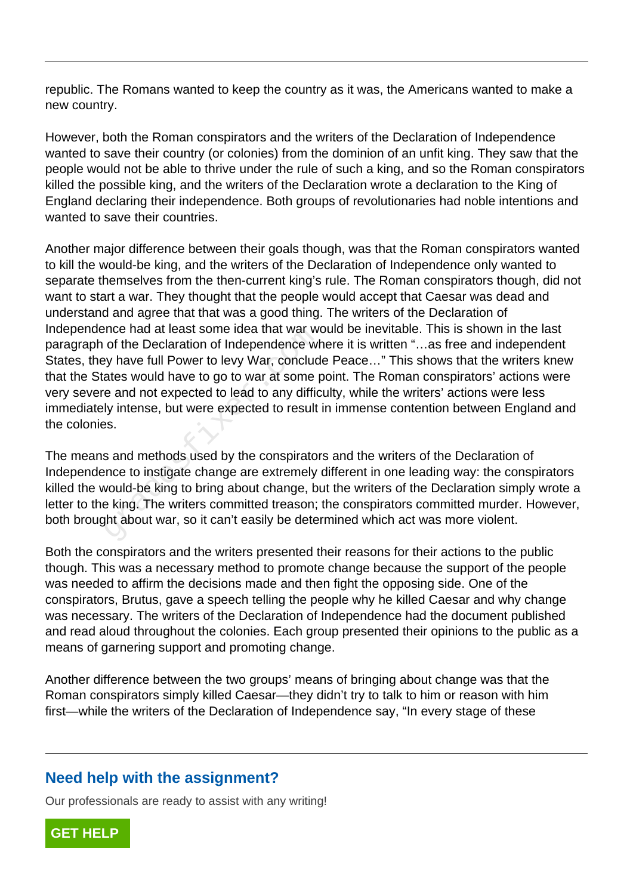republic. The Romans wanted to keep the country as it was, the Americans wanted to make a new country.

However, both the Roman conspirators and the writers of the Declaration of Independence wanted to save their country (or colonies) from the dominion of an unfit king. They saw that the people would not be able to thrive under the rule of such a king, and so the Roman conspirators killed the possible king, and the writers of the Declaration wrote a declaration to the King of England declaring their independence. Both groups of revolutionaries had noble intentions and wanted to save their countries.

Another major difference between their goals though, was that the Roman conspirators wanted to kill the would-be king, and the writers of the Declaration of Independence only wanted to separate themselves from the then-current king's rule. The Roman conspirators though, did not want to start a war. They thought that the people would accept that Caesar was dead and understand and agree that that was a good thing. The writers of the Declaration of Independence had at least some idea that war would be inevitable. This is shown in the last paragraph of the Declaration of Independence where it is written "…as free and independent States, they have full Power to levy War, conclude Peace…" This shows that the writers knew that the States would have to go to war at some point. The Roman conspirators' actions were very severe and not expected to lead to any difficulty, while the writers' actions were less immediately intense, but were expected to result in immense contention between England and the colonies.

The means and methods used by the conspirators and the writers of the Declaration of Independence to instigate change are extremely different in one leading way: the conspirators killed the would-be king to bring about change, but the writers of the Declaration simply wrote a letter to the king. The writers committed treason; the conspirators committed murder. However, both brought about war, so it can't easily be determined which act was more violent.

Both the conspirators and the writers presented their reasons for their actions to the public though. This was a necessary method to promote change because the support of the people was needed to affirm the decisions made and then fight the opposing side. One of the conspirators, Brutus, gave a speech telling the people why he killed Caesar and why change was necessary. The writers of the Declaration of Independence had the document published and read aloud throughout the colonies. Each group presented their opinions to the public as a means of garnering support and promoting change.

Another difference between the two groups' means of bringing about change was that the Roman conspirators simply killed Caesar—they didn't try to talk to him or reason with him first—while the writers of the Declaration of Independence say, "In every stage of these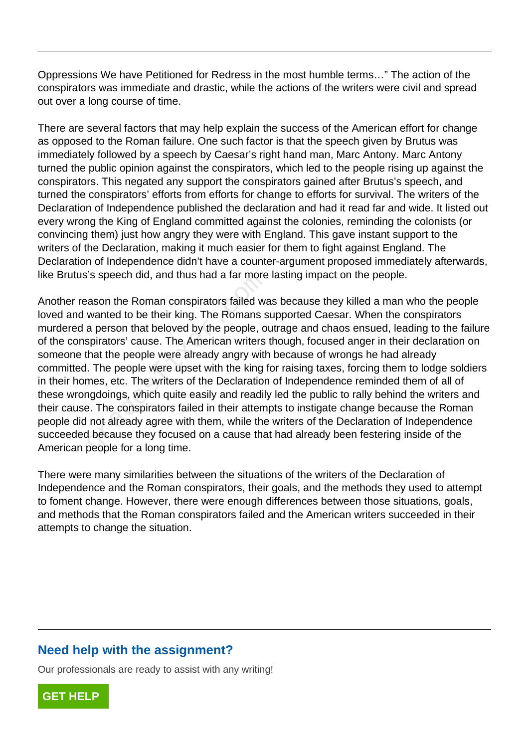Oppressions We have Petitioned for Redress in the most humble terms…" The action of the conspirators was immediate and drastic, while the actions of the writers were civil and spread out over a long course of time.

There are several factors that may help explain the success of the American effort for change as opposed to the Roman failure. One such factor is that the speech given by Brutus was immediately followed by a speech by Caesar's right hand man, Marc Antony. Marc Antony turned the public opinion against the conspirators, which led to the people rising up against the conspirators. This negated any support the conspirators gained after Brutus's speech, and turned the conspirators' efforts from efforts for change to efforts for survival. The writers of the Declaration of Independence published the declaration and had it read far and wide. It listed out every wrong the King of England committed against the colonies, reminding the colonists (or convincing them) just how angry they were with England. This gave instant support to the writers of the Declaration, making it much easier for them to fight against England. The Declaration of Independence didn't have a counter-argument proposed immediately afterwards, like Brutus's speech did, and thus had a far more lasting impact on the people.

Another reason the Roman conspirators failed was because they killed a man who the people loved and wanted to be their king. The Romans supported Caesar. When the conspirators murdered a person that beloved by the people, outrage and chaos ensued, leading to the failure of the conspirators' cause. The American writers though, focused anger in their declaration on someone that the people were already angry with because of wrongs he had already committed. The people were upset with the king for raising taxes, forcing them to lodge soldiers in their homes, etc. The writers of the Declaration of Independence reminded them of all of these wrongdoings, which quite easily and readily led the public to rally behind the writers and their cause. The conspirators failed in their attempts to instigate change because the Roman people did not already agree with them, while the writers of the Declaration of Independence succeeded because they focused on a cause that had already been festering inside of the American people for a long time.

There were many similarities between the situations of the writers of the Declaration of Independence and the Roman conspirators, their goals, and the methods they used to attempt to foment change. However, there were enough differences between those situations, goals, and methods that the Roman conspirators failed and the American writers succeeded in their attempts to change the situation.

## Need help with the assignment?

Our professionals are ready to assist with any writing!

GET HELP